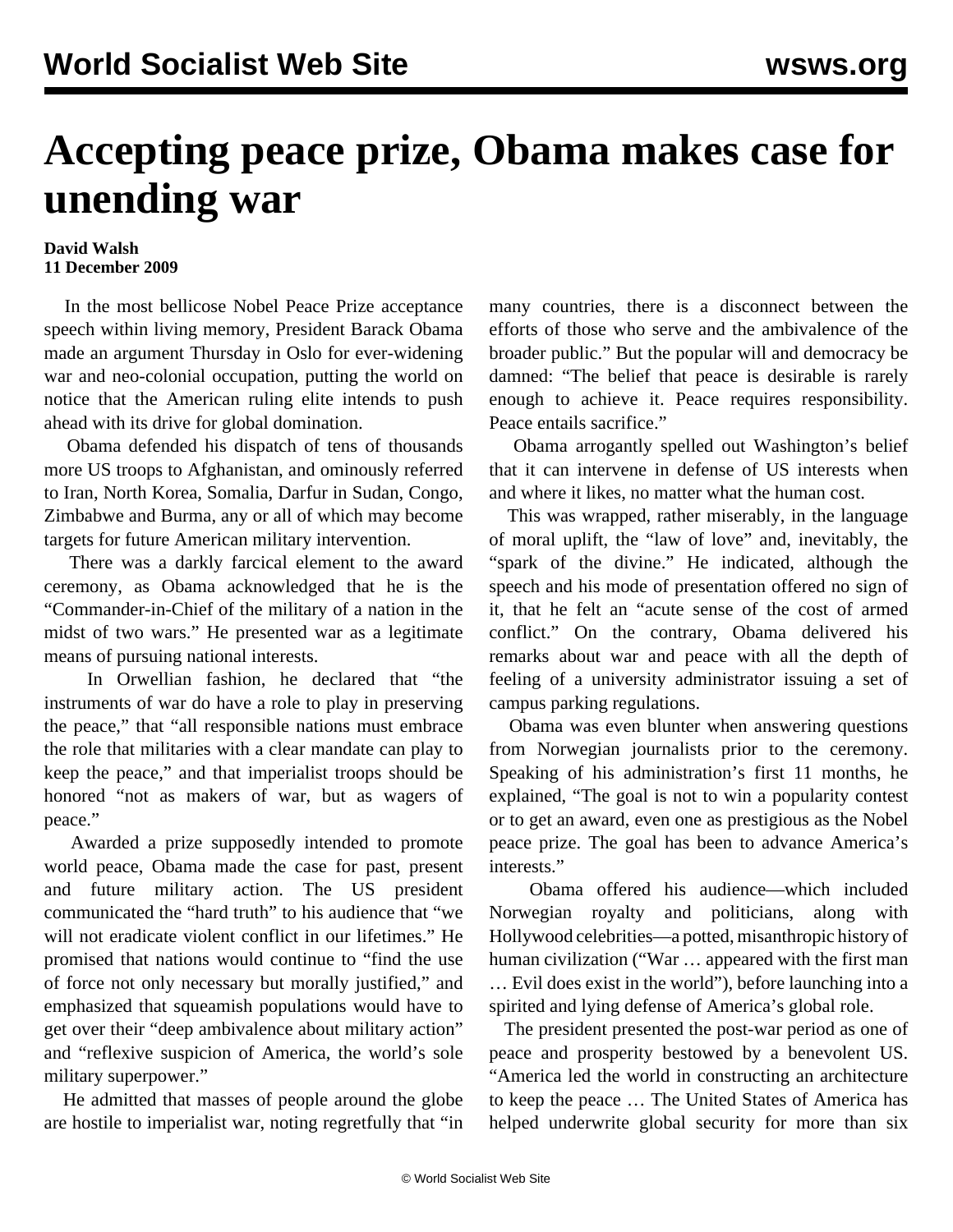# Accepting peace prize, Obama makes case for unending war

**David Walsh**
**11 December 2009**

In the most bellicose Nobel Peace Prize acceptance speech within living memory, President Barack Obama made an argument Thursday in Oslo for ever-widening war and neo-colonial occupation, putting the world on notice that the American ruling elite intends to push ahead with its drive for global domination.

Obama defended his dispatch of tens of thousands more US troops to Afghanistan, and ominously referred to Iran, North Korea, Somalia, Darfur in Sudan, Congo, Zimbabwe and Burma, any or all of which may become targets for future American military intervention.

There was a darkly farcical element to the award ceremony, as Obama acknowledged that he is the "Commander-in-Chief of the military of a nation in the midst of two wars." He presented war as a legitimate means of pursuing national interests.

In Orwellian fashion, he declared that "the instruments of war do have a role to play in preserving the peace," that "all responsible nations must embrace the role that militaries with a clear mandate can play to keep the peace," and that imperialist troops should be honored "not as makers of war, but as wagers of peace."

Awarded a prize supposedly intended to promote world peace, Obama made the case for past, present and future military action. The US president communicated the "hard truth" to his audience that "we will not eradicate violent conflict in our lifetimes." He promised that nations would continue to "find the use of force not only necessary but morally justified," and emphasized that squeamish populations would have to get over their "deep ambivalence about military action" and "reflexive suspicion of America, the world's sole military superpower."

He admitted that masses of people around the globe are hostile to imperialist war, noting regretfully that "in many countries, there is a disconnect between the efforts of those who serve and the ambivalence of the broader public." But the popular will and democracy be damned: "The belief that peace is desirable is rarely enough to achieve it. Peace requires responsibility. Peace entails sacrifice."

Obama arrogantly spelled out Washington's belief that it can intervene in defense of US interests when and where it likes, no matter what the human cost.

This was wrapped, rather miserably, in the language of moral uplift, the "law of love" and, inevitably, the "spark of the divine." He indicated, although the speech and his mode of presentation offered no sign of it, that he felt an "acute sense of the cost of armed conflict." On the contrary, Obama delivered his remarks about war and peace with all the depth of feeling of a university administrator issuing a set of campus parking regulations.

Obama was even blunter when answering questions from Norwegian journalists prior to the ceremony. Speaking of his administration's first 11 months, he explained, "The goal is not to win a popularity contest or to get an award, even one as prestigious as the Nobel peace prize. The goal has been to advance America's interests."

Obama offered his audience—which included Norwegian royalty and politicians, along with Hollywood celebrities—a potted, misanthropic history of human civilization ("War … appeared with the first man … Evil does exist in the world"), before launching into a spirited and lying defense of America's global role.

The president presented the post-war period as one of peace and prosperity bestowed by a benevolent US. "America led the world in constructing an architecture to keep the peace … The United States of America has helped underwrite global security for more than six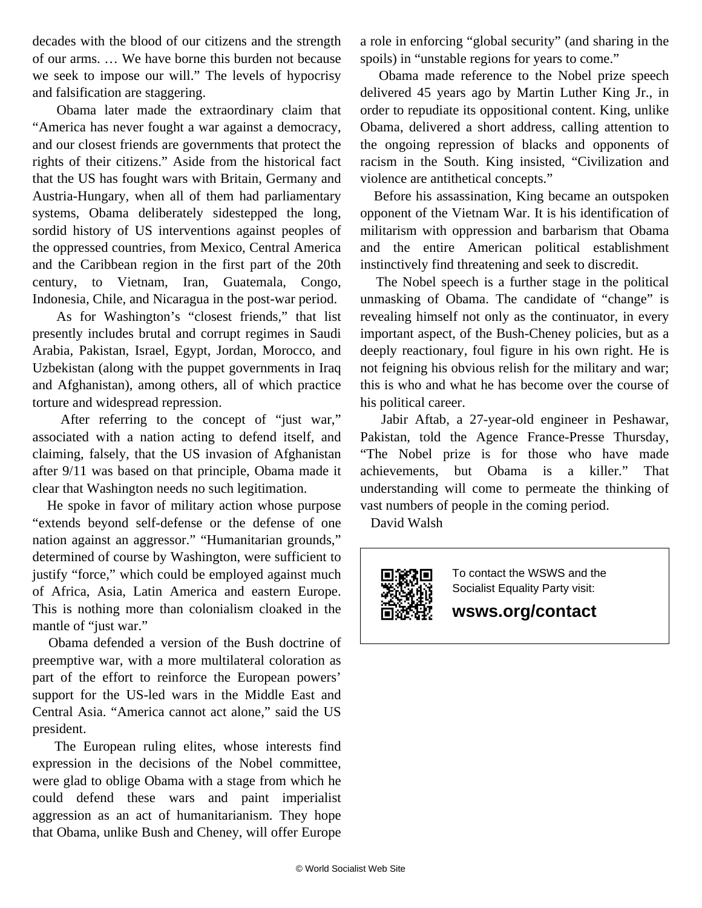decades with the blood of our citizens and the strength of our arms. … We have borne this burden not because we seek to impose our will." The levels of hypocrisy and falsification are staggering.

Obama later made the extraordinary claim that "America has never fought a war against a democracy, and our closest friends are governments that protect the rights of their citizens." Aside from the historical fact that the US has fought wars with Britain, Germany and Austria-Hungary, when all of them had parliamentary systems, Obama deliberately sidestepped the long, sordid history of US interventions against peoples of the oppressed countries, from Mexico, Central America and the Caribbean region in the first part of the 20th century, to Vietnam, Iran, Guatemala, Congo, Indonesia, Chile, and Nicaragua in the post-war period.

As for Washington's "closest friends," that list presently includes brutal and corrupt regimes in Saudi Arabia, Pakistan, Israel, Egypt, Jordan, Morocco, and Uzbekistan (along with the puppet governments in Iraq and Afghanistan), among others, all of which practice torture and widespread repression.

After referring to the concept of "just war," associated with a nation acting to defend itself, and claiming, falsely, that the US invasion of Afghanistan after 9/11 was based on that principle, Obama made it clear that Washington needs no such legitimation.

He spoke in favor of military action whose purpose "extends beyond self-defense or the defense of one nation against an aggressor." "Humanitarian grounds," determined of course by Washington, were sufficient to justify "force," which could be employed against much of Africa, Asia, Latin America and eastern Europe. This is nothing more than colonialism cloaked in the mantle of "just war."

Obama defended a version of the Bush doctrine of preemptive war, with a more multilateral coloration as part of the effort to reinforce the European powers' support for the US-led wars in the Middle East and Central Asia. "America cannot act alone," said the US president.

The European ruling elites, whose interests find expression in the decisions of the Nobel committee, were glad to oblige Obama with a stage from which he could defend these wars and paint imperialist aggression as an act of humanitarianism. They hope that Obama, unlike Bush and Cheney, will offer Europe a role in enforcing "global security" (and sharing in the spoils) in "unstable regions for years to come."

Obama made reference to the Nobel prize speech delivered 45 years ago by Martin Luther King Jr., in order to repudiate its oppositional content. King, unlike Obama, delivered a short address, calling attention to the ongoing repression of blacks and opponents of racism in the South. King insisted, "Civilization and violence are antithetical concepts."

Before his assassination, King became an outspoken opponent of the Vietnam War. It is his identification of militarism with oppression and barbarism that Obama and the entire American political establishment instinctively find threatening and seek to discredit.

The Nobel speech is a further stage in the political unmasking of Obama. The candidate of "change" is revealing himself not only as the continuator, in every important aspect, of the Bush-Cheney policies, but as a deeply reactionary, foul figure in his own right. He is not feigning his obvious relish for the military and war; this is who and what he has become over the course of his political career.

Jabir Aftab, a 27-year-old engineer in Peshawar, Pakistan, told the Agence France-Presse Thursday, "The Nobel prize is for those who have made achievements, but Obama is a killer." That understanding will come to permeate the thinking of vast numbers of people in the coming period.

David Walsh

To contact the WSWS and the Socialist Equality Party visit:

**wsws.org/contact**